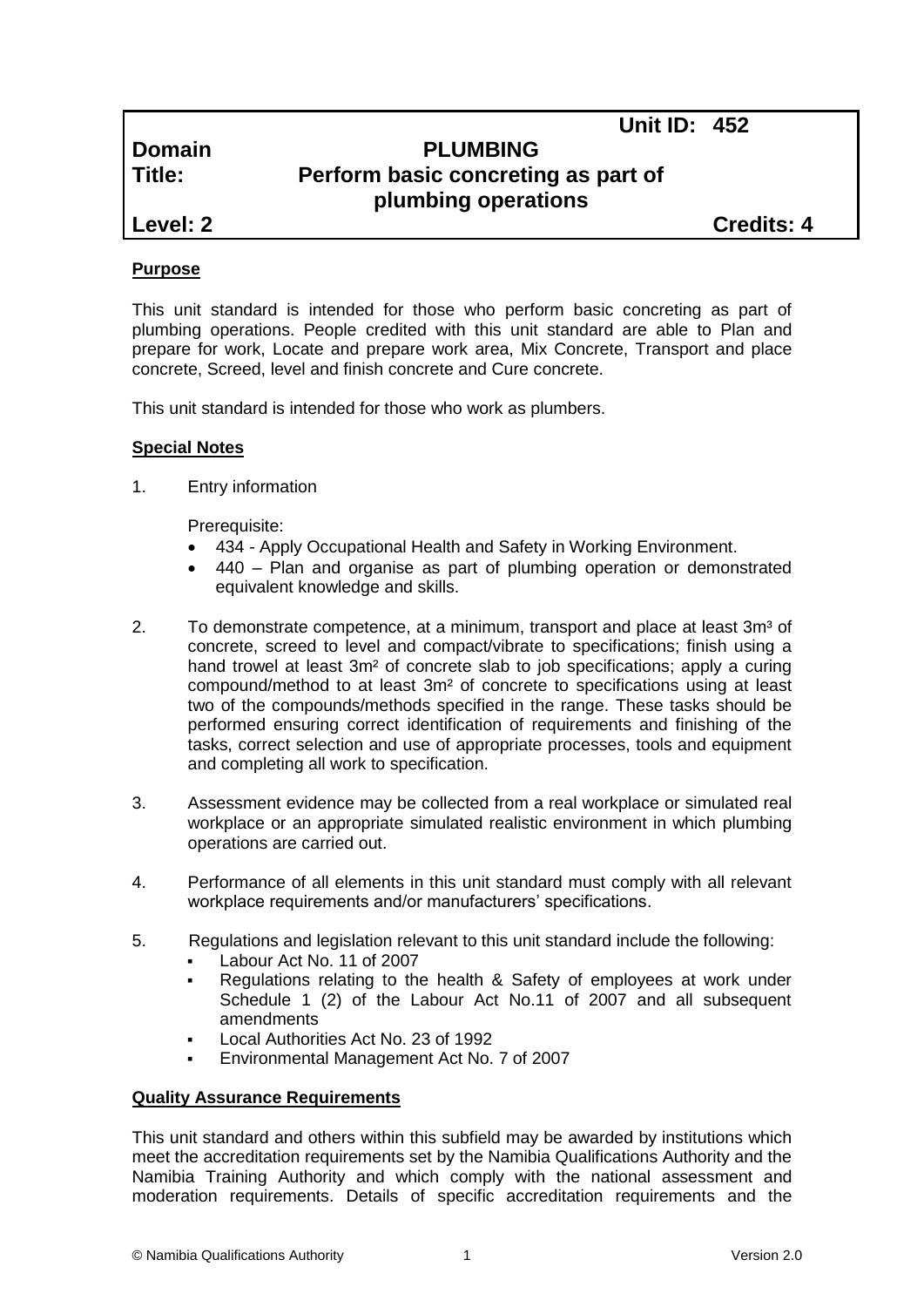| | | |
|---|---|---|
| | | **Unit ID: 452** |
| **Domain** | **PLUMBING** | |
| **Title:** | **Perform basic concreting as part of plumbing operations** | |
| **Level: 2** | | **Credits: 4** |

## Purpose

This unit standard is intended for those who perform basic concreting as part of plumbing operations. People credited with this unit standard are able to Plan and prepare for work, Locate and prepare work area, Mix Concrete, Transport and place concrete, Screed, level and finish concrete and Cure concrete.

This unit standard is intended for those who work as plumbers.

## Special Notes

1. Entry information

   Prerequisite:
   - 434 - Apply Occupational Health and Safety in Working Environment.
   - 440 – Plan and organise as part of plumbing operation or demonstrated equivalent knowledge and skills.

2. To demonstrate competence, at a minimum, transport and place at least $3m^3$ of concrete, screed to level and compact/vibrate to specifications; finish using a hand trowel at least $3m^2$ of concrete slab to job specifications; apply a curing compound/method to at least $3m^2$ of concrete to specifications using at least two of the compounds/methods specified in the range. These tasks should be performed ensuring correct identification of requirements and finishing of the tasks, correct selection and use of appropriate processes, tools and equipment and completing all work to specification.

3. Assessment evidence may be collected from a real workplace or simulated real workplace or an appropriate simulated realistic environment in which plumbing operations are carried out.

4. Performance of all elements in this unit standard must comply with all relevant workplace requirements and/or manufacturers' specifications.

5. Regulations and legislation relevant to this unit standard include the following:
   - Labour Act No. 11 of 2007
   - Regulations relating to the health & Safety of employees at work under Schedule 1 (2) of the Labour Act No.11 of 2007 and all subsequent amendments
   - Local Authorities Act No. 23 of 1992
   - Environmental Management Act No. 7 of 2007

## Quality Assurance Requirements

This unit standard and others within this subfield may be awarded by institutions which meet the accreditation requirements set by the Namibia Qualifications Authority and the Namibia Training Authority and which comply with the national assessment and moderation requirements. Details of specific accreditation requirements and the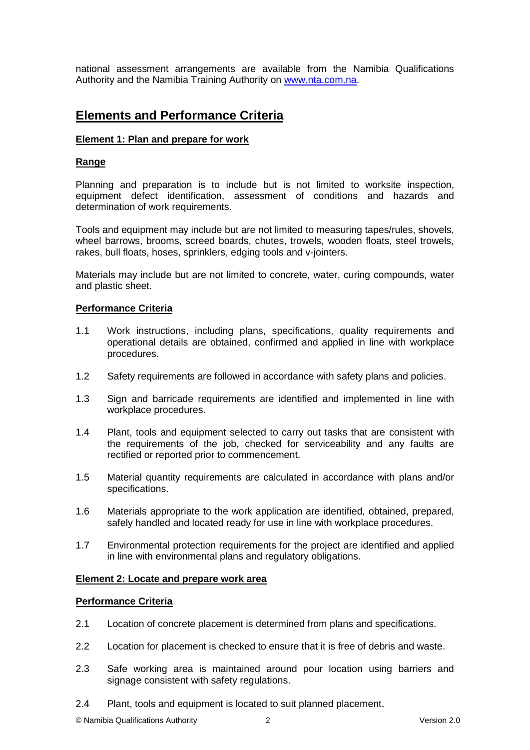national assessment arrangements are available from the Namibia Qualifications Authority and the Namibia Training Authority on [www.nta.com.na](http://www.nta.com.na).

## Elements and Performance Criteria

### Element 1: Plan and prepare for work

#### Range

Planning and preparation is to include but is not limited to worksite inspection, equipment defect identification, assessment of conditions and hazards and determination of work requirements.

Tools and equipment may include but are not limited to measuring tapes/rules, shovels, wheel barrows, brooms, screed boards, chutes, trowels, wooden floats, steel trowels, rakes, bull floats, hoses, sprinklers, edging tools and v-jointers.

Materials may include but are not limited to concrete, water, curing compounds, water and plastic sheet.

#### Performance Criteria

1.1 Work instructions, including plans, specifications, quality requirements and operational details are obtained, confirmed and applied in line with workplace procedures.

1.2 Safety requirements are followed in accordance with safety plans and policies.

1.3 Sign and barricade requirements are identified and implemented in line with workplace procedures.

1.4 Plant, tools and equipment selected to carry out tasks that are consistent with the requirements of the job, checked for serviceability and any faults are rectified or reported prior to commencement.

1.5 Material quantity requirements are calculated in accordance with plans and/or specifications.

1.6 Materials appropriate to the work application are identified, obtained, prepared, safely handled and located ready for use in line with workplace procedures.

1.7 Environmental protection requirements for the project are identified and applied in line with environmental plans and regulatory obligations.

### Element 2: Locate and prepare work area

#### Performance Criteria

2.1 Location of concrete placement is determined from plans and specifications.

2.2 Location for placement is checked to ensure that it is free of debris and waste.

2.3 Safe working area is maintained around pour location using barriers and signage consistent with safety regulations.

2.4 Plant, tools and equipment is located to suit planned placement.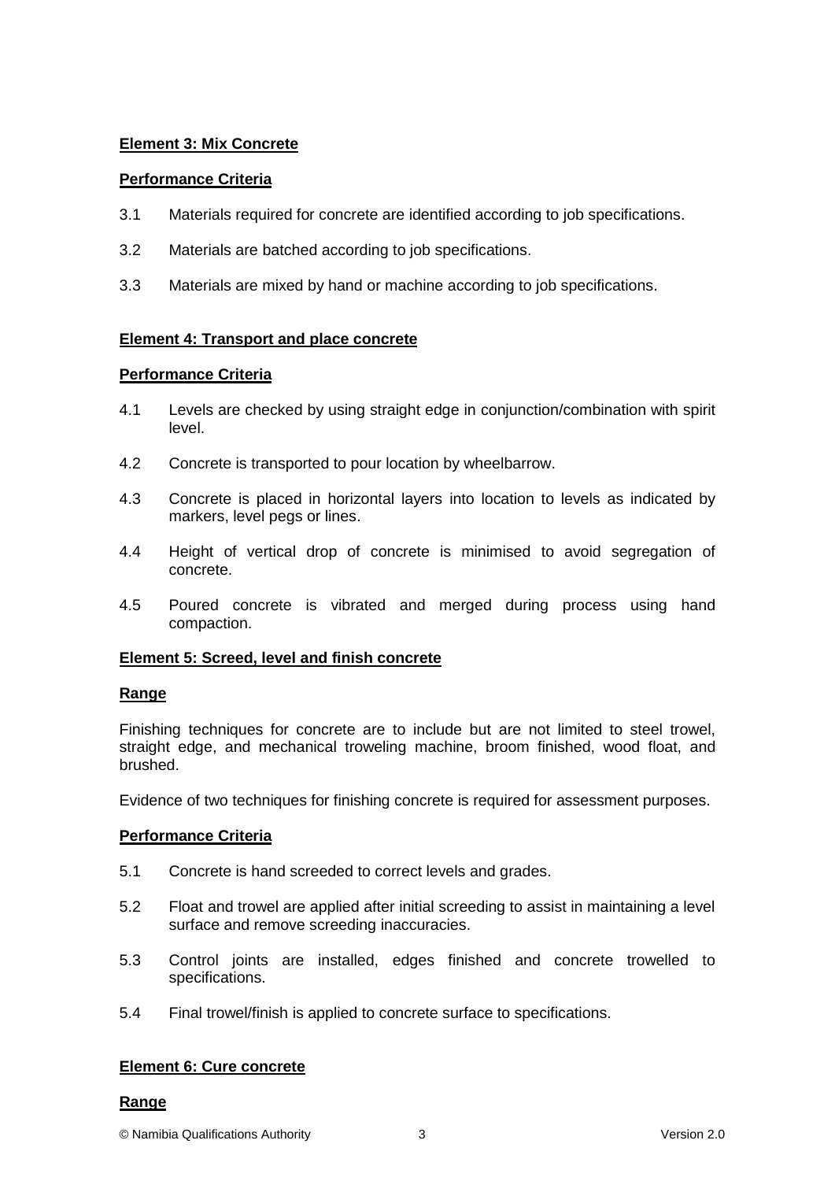**Element 3: Mix Concrete**

**Performance Criteria**

3.1 Materials required for concrete are identified according to job specifications.

3.2 Materials are batched according to job specifications.

3.3 Materials are mixed by hand or machine according to job specifications.

**Element 4: Transport and place concrete**

**Performance Criteria**

4.1 Levels are checked by using straight edge in conjunction/combination with spirit level.

4.2 Concrete is transported to pour location by wheelbarrow.

4.3 Concrete is placed in horizontal layers into location to levels as indicated by markers, level pegs or lines.

4.4 Height of vertical drop of concrete is minimised to avoid segregation of concrete.

4.5 Poured concrete is vibrated and merged during process using hand compaction.

**Element 5: Screed, level and finish concrete**

**Range**

Finishing techniques for concrete are to include but are not limited to steel trowel, straight edge, and mechanical troweling machine, broom finished, wood float, and brushed.

Evidence of two techniques for finishing concrete is required for assessment purposes.

**Performance Criteria**

5.1 Concrete is hand screeded to correct levels and grades.

5.2 Float and trowel are applied after initial screeding to assist in maintaining a level surface and remove screeding inaccuracies.

5.3 Control joints are installed, edges finished and concrete trowelled to specifications.

5.4 Final trowel/finish is applied to concrete surface to specifications.

**Element 6: Cure concrete**

**Range**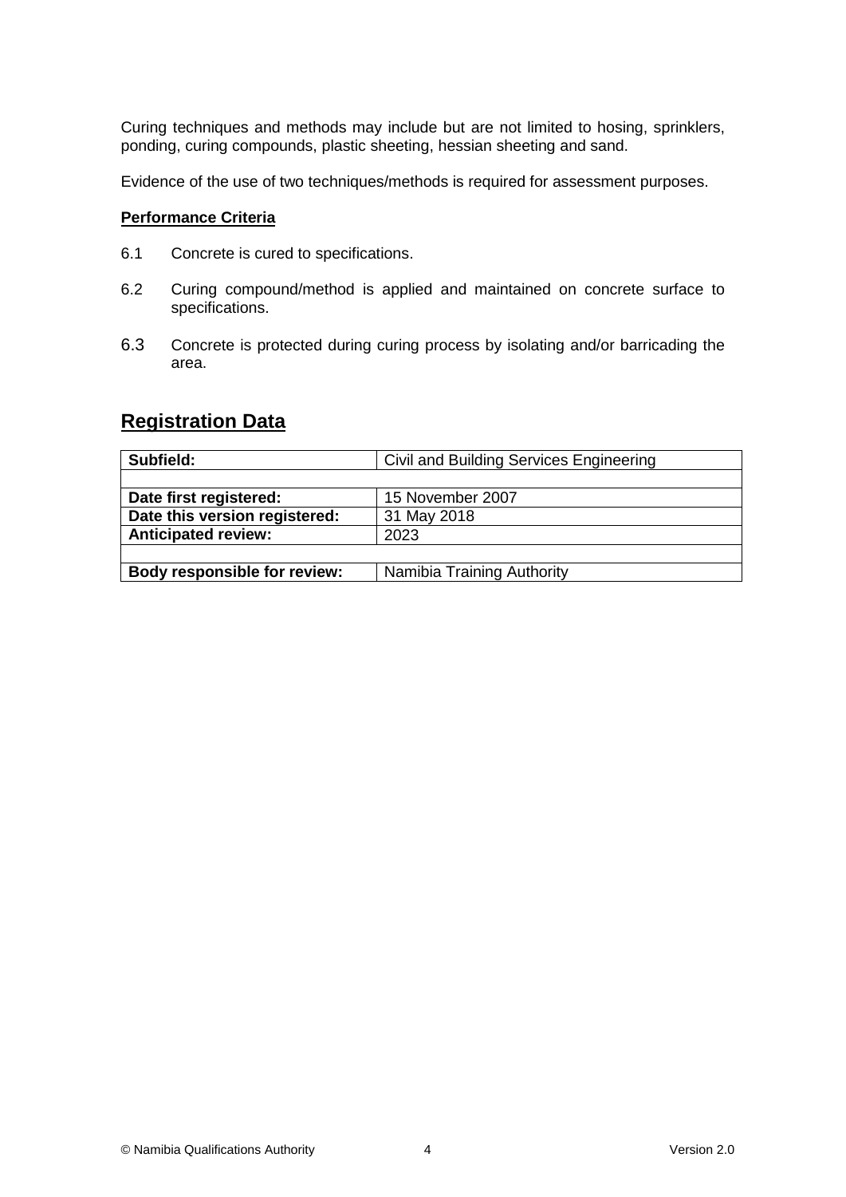Curing techniques and methods may include but are not limited to hosing, sprinklers, ponding, curing compounds, plastic sheeting, hessian sheeting and sand.

Evidence of the use of two techniques/methods is required for assessment purposes.

**Performance Criteria**

6.1 Concrete is cured to specifications.

6.2 Curing compound/method is applied and maintained on concrete surface to specifications.

6.3 Concrete is protected during curing process by isolating and/or barricading the area.

## Registration Data

| | |
|---|---|
| **Subfield:** | Civil and Building Services Engineering |
| | |
| **Date first registered:** | 15 November 2007 |
| **Date this version registered:** | 31 May 2018 |
| **Anticipated review:** | 2023 |
| | |
| **Body responsible for review:** | Namibia Training Authority |